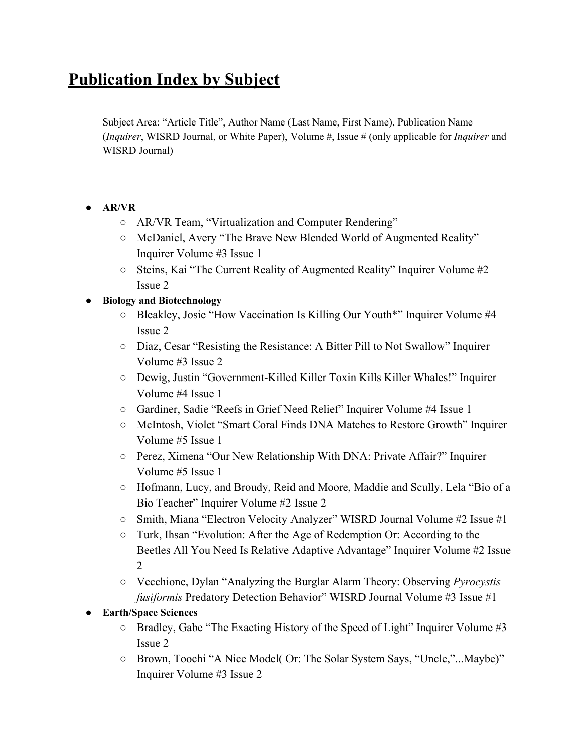# Publication Index by Subject

Subject Area: "Article Title", Author Name (Last Name, First Name), Publication Name (*Inquirer*, WISRD Journal, or White Paper), Volume #, Issue # (only applicable for *Inquirer* and WISRD Journal)

- **AR/VR**
  - AR/VR Team, "Virtualization and Computer Rendering"
  - McDaniel, Avery "The Brave New Blended World of Augmented Reality" Inquirer Volume #3 Issue 1
  - Steins, Kai "The Current Reality of Augmented Reality" Inquirer Volume #2 Issue 2
- **Biology and Biotechnology**
  - Bleakley, Josie "How Vaccination Is Killing Our Youth*" Inquirer Volume #4 Issue 2
  - Diaz, Cesar "Resisting the Resistance: A Bitter Pill to Not Swallow" Inquirer Volume #3 Issue 2
  - Dewig, Justin "Government-Killed Killer Toxin Kills Killer Whales!" Inquirer Volume #4 Issue 1
  - Gardiner, Sadie "Reefs in Grief Need Relief" Inquirer Volume #4 Issue 1
  - McIntosh, Violet "Smart Coral Finds DNA Matches to Restore Growth" Inquirer Volume #5 Issue 1
  - Perez, Ximena "Our New Relationship With DNA: Private Affair?" Inquirer Volume #5 Issue 1
  - Hofmann, Lucy, and Broudy, Reid and Moore, Maddie and Scully, Lela "Bio of a Bio Teacher" Inquirer Volume #2 Issue 2
  - Smith, Miana "Electron Velocity Analyzer" WISRD Journal Volume #2 Issue #1
  - Turk, Ihsan "Evolution: After the Age of Redemption Or: According to the Beetles All You Need Is Relative Adaptive Advantage" Inquirer Volume #2 Issue 2
  - Vecchione, Dylan "Analyzing the Burglar Alarm Theory: Observing *Pyrocystis fusiformis* Predatory Detection Behavior" WISRD Journal Volume #3 Issue #1
- **Earth/Space Sciences**
  - Bradley, Gabe "The Exacting History of the Speed of Light" Inquirer Volume #3 Issue 2
  - Brown, Toochi "A Nice Model( Or: The Solar System Says, "Uncle,"...Maybe)" Inquirer Volume #3 Issue 2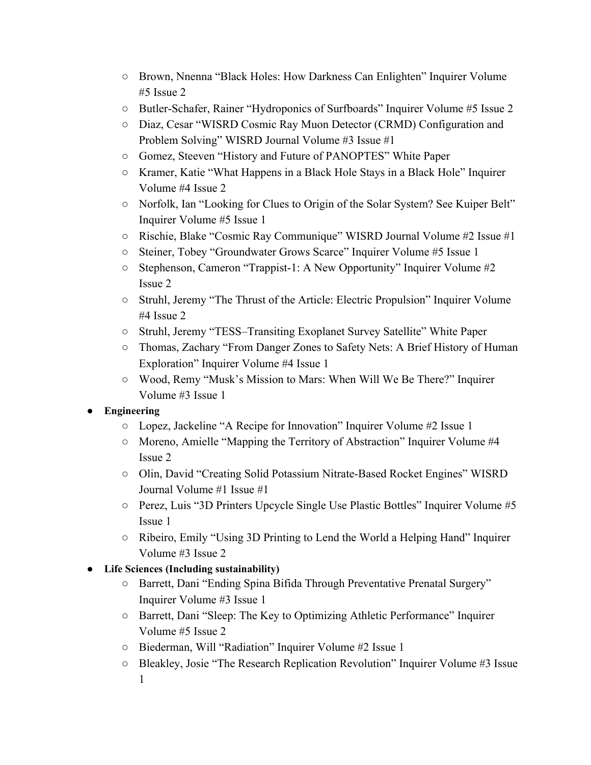- Brown, Nnenna “Black Holes: How Darkness Can Enlighten” Inquirer Volume #5 Issue 2
- Butler-Schafer, Rainer “Hydroponics of Surfboards” Inquirer Volume #5 Issue 2
- Diaz, Cesar “WISRD Cosmic Ray Muon Detector (CRMD) Configuration and Problem Solving” WISRD Journal Volume #3 Issue #1
- Gomez, Steeven “History and Future of PANOPTES” White Paper
- Kramer, Katie “What Happens in a Black Hole Stays in a Black Hole” Inquirer Volume #4 Issue 2
- Norfolk, Ian “Looking for Clues to Origin of the Solar System? See Kuiper Belt” Inquirer Volume #5 Issue 1
- Rischie, Blake “Cosmic Ray Communique” WISRD Journal Volume #2 Issue #1
- Steiner, Tobey “Groundwater Grows Scarce” Inquirer Volume #5 Issue 1
- Stephenson, Cameron “Trappist-1: A New Opportunity” Inquirer Volume #2 Issue 2
- Struhl, Jeremy “The Thrust of the Article: Electric Propulsion” Inquirer Volume #4 Issue 2
- Struhl, Jeremy “TESS–Transiting Exoplanet Survey Satellite” White Paper
- Thomas, Zachary “From Danger Zones to Safety Nets: A Brief History of Human Exploration” Inquirer Volume #4 Issue 1
- Wood, Remy “Musk’s Mission to Mars: When Will We Be There?” Inquirer Volume #3 Issue 1

- **Engineering**
  - Lopez, Jackeline “A Recipe for Innovation” Inquirer Volume #2 Issue 1
  - Moreno, Amielle “Mapping the Territory of Abstraction” Inquirer Volume #4 Issue 2
  - Olin, David “Creating Solid Potassium Nitrate-Based Rocket Engines” WISRD Journal Volume #1 Issue #1
  - Perez, Luis “3D Printers Upcycle Single Use Plastic Bottles” Inquirer Volume #5 Issue 1
  - Ribeiro, Emily “Using 3D Printing to Lend the World a Helping Hand” Inquirer Volume #3 Issue 2
- **Life Sciences (Including sustainability)**
  - Barrett, Dani “Ending Spina Bifida Through Preventative Prenatal Surgery” Inquirer Volume #3 Issue 1
  - Barrett, Dani “Sleep: The Key to Optimizing Athletic Performance” Inquirer Volume #5 Issue 2
  - Biederman, Will “Radiation” Inquirer Volume #2 Issue 1
  - Bleakley, Josie “The Research Replication Revolution” Inquirer Volume #3 Issue 1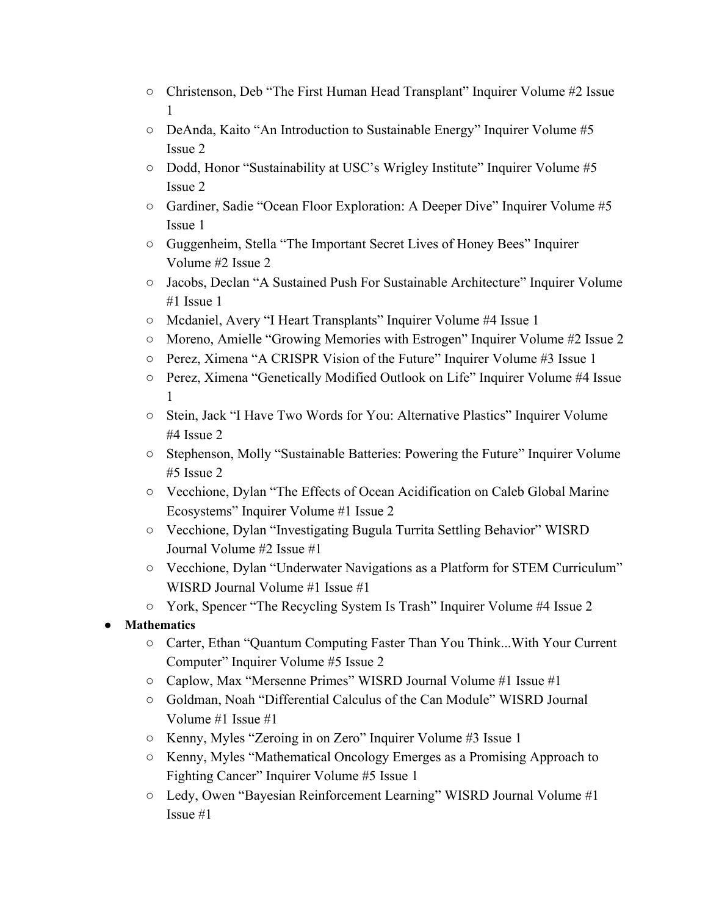- Christenson, Deb "The First Human Head Transplant" Inquirer Volume #2 Issue 1
  - DeAnda, Kaito "An Introduction to Sustainable Energy" Inquirer Volume #5 Issue 2
  - Dodd, Honor "Sustainability at USC's Wrigley Institute" Inquirer Volume #5 Issue 2
  - Gardiner, Sadie "Ocean Floor Exploration: A Deeper Dive" Inquirer Volume #5 Issue 1
  - Guggenheim, Stella "The Important Secret Lives of Honey Bees" Inquirer Volume #2 Issue 2
  - Jacobs, Declan "A Sustained Push For Sustainable Architecture" Inquirer Volume #1 Issue 1
  - Mcdaniel, Avery "I Heart Transplants" Inquirer Volume #4 Issue 1
  - Moreno, Amielle "Growing Memories with Estrogen" Inquirer Volume #2 Issue 2
  - Perez, Ximena "A CRISPR Vision of the Future" Inquirer Volume #3 Issue 1
  - Perez, Ximena "Genetically Modified Outlook on Life" Inquirer Volume #4 Issue 1
  - Stein, Jack "I Have Two Words for You: Alternative Plastics" Inquirer Volume #4 Issue 2
  - Stephenson, Molly "Sustainable Batteries: Powering the Future" Inquirer Volume #5 Issue 2
  - Vecchione, Dylan "The Effects of Ocean Acidification on Caleb Global Marine Ecosystems" Inquirer Volume #1 Issue 2
  - Vecchione, Dylan "Investigating Bugula Turrita Settling Behavior" WISRD Journal Volume #2 Issue #1
  - Vecchione, Dylan "Underwater Navigations as a Platform for STEM Curriculum" WISRD Journal Volume #1 Issue #1
  - York, Spencer "The Recycling System Is Trash" Inquirer Volume #4 Issue 2
- **Mathematics**
  - Carter, Ethan "Quantum Computing Faster Than You Think...With Your Current Computer" Inquirer Volume #5 Issue 2
  - Caplow, Max "Mersenne Primes" WISRD Journal Volume #1 Issue #1
  - Goldman, Noah "Differential Calculus of the Can Module" WISRD Journal Volume #1 Issue #1
  - Kenny, Myles "Zeroing in on Zero" Inquirer Volume #3 Issue 1
  - Kenny, Myles "Mathematical Oncology Emerges as a Promising Approach to Fighting Cancer" Inquirer Volume #5 Issue 1
  - Ledy, Owen "Bayesian Reinforcement Learning" WISRD Journal Volume #1 Issue #1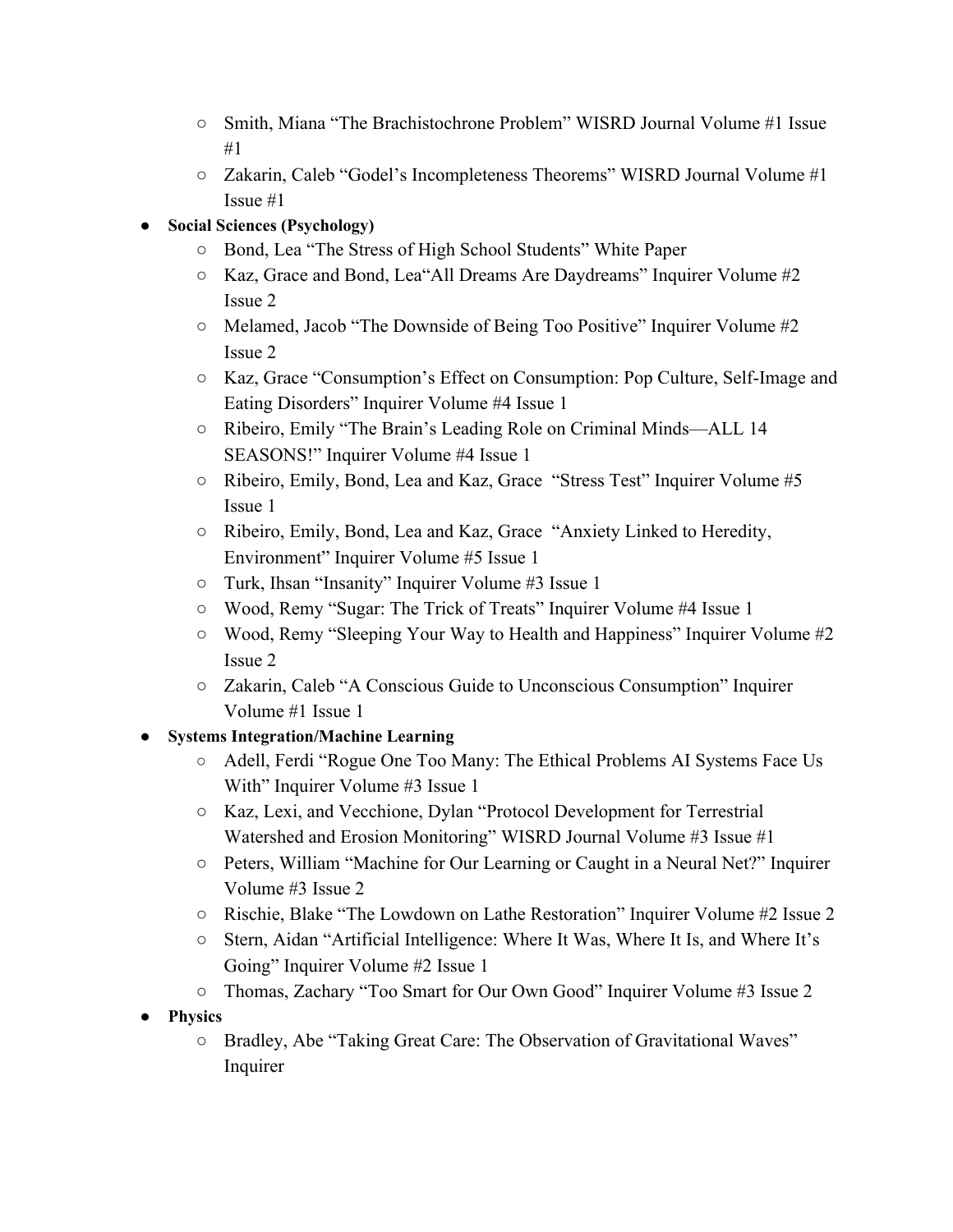- Smith, Miana “The Brachistochrone Problem” WISRD Journal Volume #1 Issue #1
    - Zakarin, Caleb “Godel’s Incompleteness Theorems” WISRD Journal Volume #1 Issue #1
- **Social Sciences (Psychology)**
    - Bond, Lea “The Stress of High School Students” White Paper
    - Kaz, Grace and Bond, Lea“All Dreams Are Daydreams” Inquirer Volume #2 Issue 2
    - Melamed, Jacob “The Downside of Being Too Positive” Inquirer Volume #2 Issue 2
    - Kaz, Grace “Consumption’s Effect on Consumption: Pop Culture, Self-Image and Eating Disorders” Inquirer Volume #4 Issue 1
    - Ribeiro, Emily “The Brain’s Leading Role on Criminal Minds—ALL 14 SEASONS!” Inquirer Volume #4 Issue 1
    - Ribeiro, Emily, Bond, Lea and Kaz, Grace “Stress Test” Inquirer Volume #5 Issue 1
    - Ribeiro, Emily, Bond, Lea and Kaz, Grace “Anxiety Linked to Heredity, Environment” Inquirer Volume #5 Issue 1
    - Turk, Ihsan “Insanity” Inquirer Volume #3 Issue 1
    - Wood, Remy “Sugar: The Trick of Treats” Inquirer Volume #4 Issue 1
    - Wood, Remy “Sleeping Your Way to Health and Happiness” Inquirer Volume #2 Issue 2
    - Zakarin, Caleb “A Conscious Guide to Unconscious Consumption” Inquirer Volume #1 Issue 1
- **Systems Integration/Machine Learning**
    - Adell, Ferdi “Rogue One Too Many: The Ethical Problems AI Systems Face Us With” Inquirer Volume #3 Issue 1
    - Kaz, Lexi, and Vecchione, Dylan “Protocol Development for Terrestrial Watershed and Erosion Monitoring” WISRD Journal Volume #3 Issue #1
    - Peters, William “Machine for Our Learning or Caught in a Neural Net?” Inquirer Volume #3 Issue 2
    - Rischie, Blake “The Lowdown on Lathe Restoration” Inquirer Volume #2 Issue 2
    - Stern, Aidan “Artificial Intelligence: Where It Was, Where It Is, and Where It’s Going” Inquirer Volume #2 Issue 1
    - Thomas, Zachary “Too Smart for Our Own Good” Inquirer Volume #3 Issue 2
- **Physics**
    - Bradley, Abe “Taking Great Care: The Observation of Gravitational Waves” Inquirer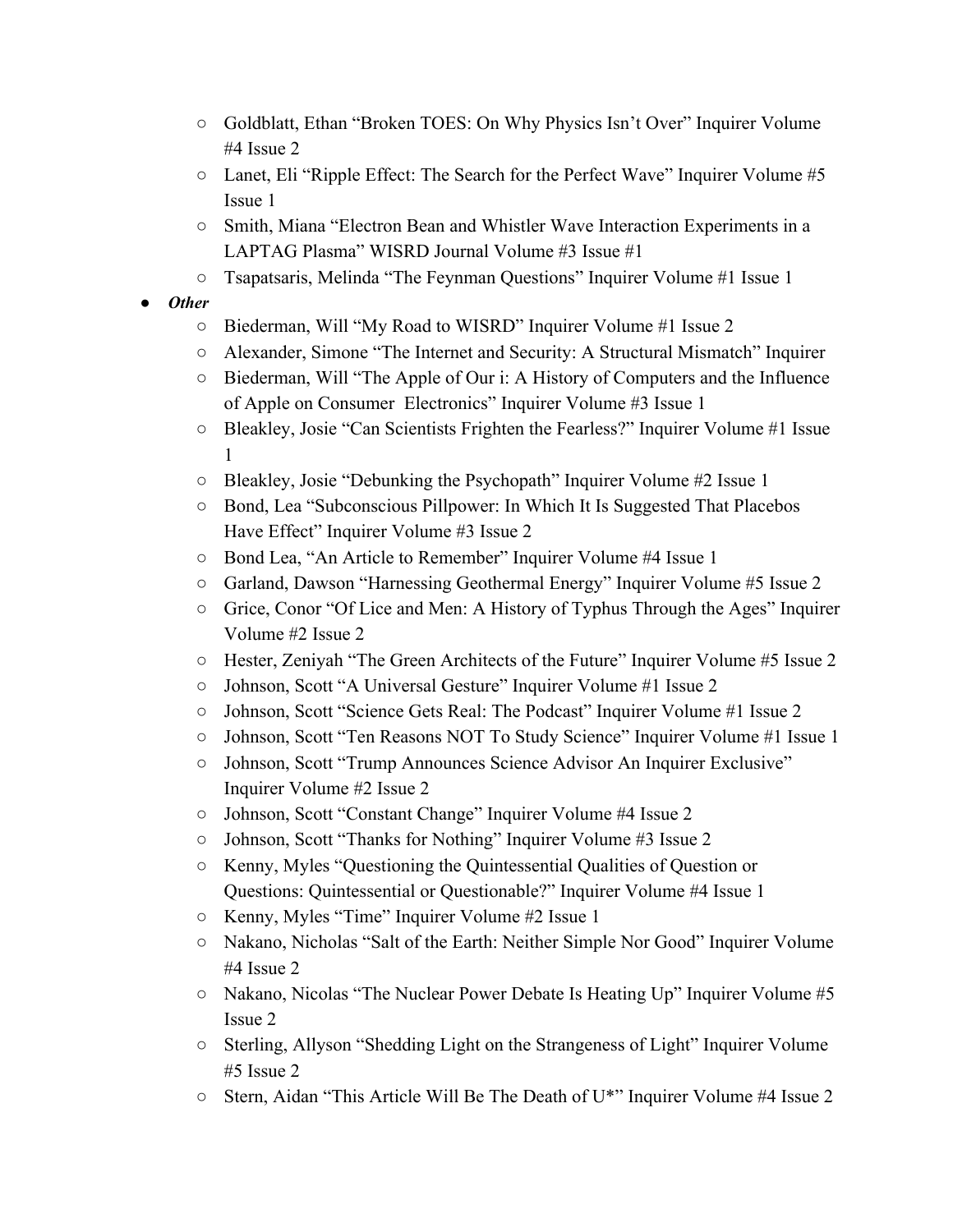- Goldblatt, Ethan "Broken TOES: On Why Physics Isn't Over" Inquirer Volume #4 Issue 2
  - Lanet, Eli "Ripple Effect: The Search for the Perfect Wave" Inquirer Volume #5 Issue 1
  - Smith, Miana "Electron Bean and Whistler Wave Interaction Experiments in a LAPTAG Plasma" WISRD Journal Volume #3 Issue #1
  - Tsapatsaris, Melinda "The Feynman Questions" Inquirer Volume #1 Issue 1
- ***Other***
  - Biederman, Will "My Road to WISRD" Inquirer Volume #1 Issue 2
  - Alexander, Simone "The Internet and Security: A Structural Mismatch" Inquirer
  - Biederman, Will "The Apple of Our i: A History of Computers and the Influence of Apple on Consumer  Electronics" Inquirer Volume #3 Issue 1
  - Bleakley, Josie "Can Scientists Frighten the Fearless?" Inquirer Volume #1 Issue 1
  - Bleakley, Josie "Debunking the Psychopath" Inquirer Volume #2 Issue 1
  - Bond, Lea "Subconscious Pillpower: In Which It Is Suggested That Placebos Have Effect" Inquirer Volume #3 Issue 2
  - Bond Lea, "An Article to Remember" Inquirer Volume #4 Issue 1
  - Garland, Dawson "Harnessing Geothermal Energy" Inquirer Volume #5 Issue 2
  - Grice, Conor "Of Lice and Men: A History of Typhus Through the Ages" Inquirer Volume #2 Issue 2
  - Hester, Zeniyah "The Green Architects of the Future" Inquirer Volume #5 Issue 2
  - Johnson, Scott "A Universal Gesture" Inquirer Volume #1 Issue 2
  - Johnson, Scott "Science Gets Real: The Podcast" Inquirer Volume #1 Issue 2
  - Johnson, Scott "Ten Reasons NOT To Study Science" Inquirer Volume #1 Issue 1
  - Johnson, Scott "Trump Announces Science Advisor An Inquirer Exclusive" Inquirer Volume #2 Issue 2
  - Johnson, Scott "Constant Change" Inquirer Volume #4 Issue 2
  - Johnson, Scott "Thanks for Nothing" Inquirer Volume #3 Issue 2
  - Kenny, Myles "Questioning the Quintessential Qualities of Question or Questions: Quintessential or Questionable?" Inquirer Volume #4 Issue 1
  - Kenny, Myles "Time" Inquirer Volume #2 Issue 1
  - Nakano, Nicholas "Salt of the Earth: Neither Simple Nor Good" Inquirer Volume #4 Issue 2
  - Nakano, Nicolas "The Nuclear Power Debate Is Heating Up" Inquirer Volume #5 Issue 2
  - Sterling, Allyson "Shedding Light on the Strangeness of Light" Inquirer Volume #5 Issue 2
  - Stern, Aidan "This Article Will Be The Death of U*" Inquirer Volume #4 Issue 2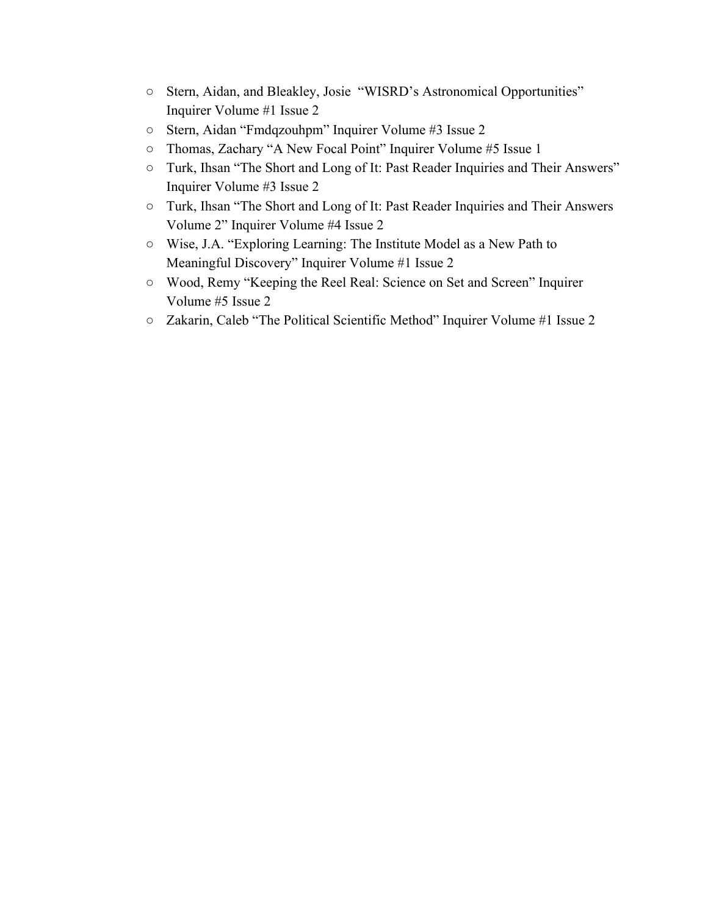- Stern, Aidan, and Bleakley, Josie  "WISRD's Astronomical Opportunities" Inquirer Volume #1 Issue 2
- Stern, Aidan "Fmdqzouhpm" Inquirer Volume #3 Issue 2
- Thomas, Zachary "A New Focal Point" Inquirer Volume #5 Issue 1
- Turk, Ihsan "The Short and Long of It: Past Reader Inquiries and Their Answers" Inquirer Volume #3 Issue 2
- Turk, Ihsan "The Short and Long of It: Past Reader Inquiries and Their Answers Volume 2" Inquirer Volume #4 Issue 2
- Wise, J.A. "Exploring Learning: The Institute Model as a New Path to Meaningful Discovery" Inquirer Volume #1 Issue 2
- Wood, Remy "Keeping the Reel Real: Science on Set and Screen" Inquirer Volume #5 Issue 2
- Zakarin, Caleb "The Political Scientific Method" Inquirer Volume #1 Issue 2